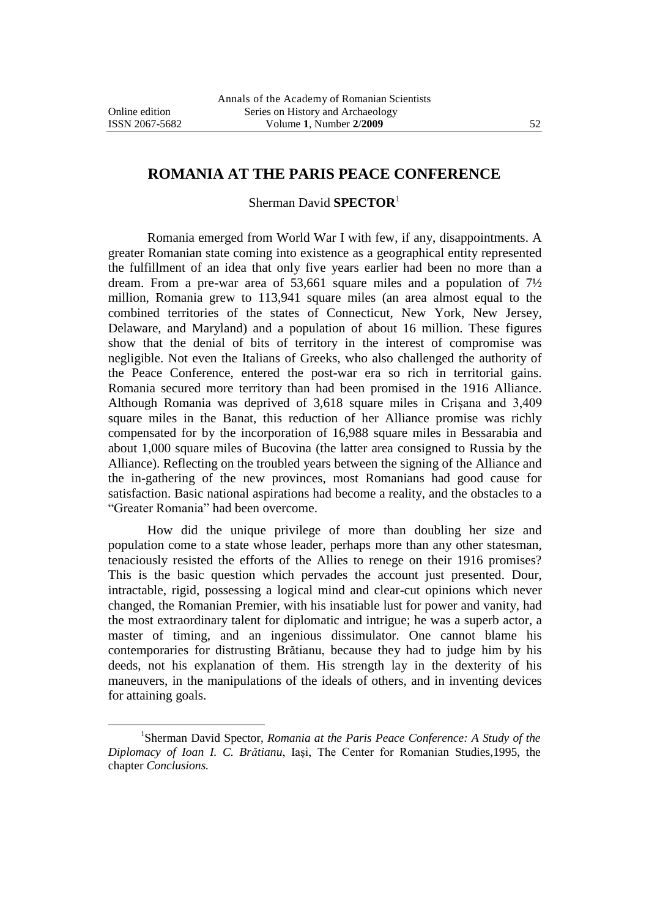# ROMANIA AT THE PARIS PEACE CONFERENCE

Sherman David **SPECTOR**[1]

Romania emerged from World War I with few, if any, disappointments. A greater Romanian state coming into existence as a geographical entity represented the fulfillment of an idea that only five years earlier had been no more than a dream. From a pre-war area of 53,661 square miles and a population of 7½ million, Romania grew to 113,941 square miles (an area almost equal to the combined territories of the states of Connecticut, New York, New Jersey, Delaware, and Maryland) and a population of about 16 million. These figures show that the denial of bits of territory in the interest of compromise was negligible. Not even the Italians of Greeks, who also challenged the authority of the Peace Conference, entered the post-war era so rich in territorial gains. Romania secured more territory than had been promised in the 1916 Alliance. Although Romania was deprived of 3,618 square miles in Crişana and 3,409 square miles in the Banat, this reduction of her Alliance promise was richly compensated for by the incorporation of 16,988 square miles in Bessarabia and about 1,000 square miles of Bucovina (the latter area consigned to Russia by the Alliance). Reflecting on the troubled years between the signing of the Alliance and the in-gathering of the new provinces, most Romanians had good cause for satisfaction. Basic national aspirations had become a reality, and the obstacles to a "Greater Romania" had been overcome.

How did the unique privilege of more than doubling her size and population come to a state whose leader, perhaps more than any other statesman, tenaciously resisted the efforts of the Allies to renege on their 1916 promises? This is the basic question which pervades the account just presented. Dour, intractable, rigid, possessing a logical mind and clear-cut opinions which never changed, the Romanian Premier, with his insatiable lust for power and vanity, had the most extraordinary talent for diplomatic and intrigue; he was a superb actor, a master of timing, and an ingenious dissimulator. One cannot blame his contemporaries for distrusting Brătianu, because they had to judge him by his deeds, not his explanation of them. His strength lay in the dexterity of his maneuvers, in the manipulations of the ideals of others, and in inventing devices for attaining goals.

[1]Sherman David Spector, *Romania at the Paris Peace Conference: A Study of the Diplomacy of Ioan I. C. Brătianu*, Iaşi, The Center for Romanian Studies,1995, the chapter *Conclusions.*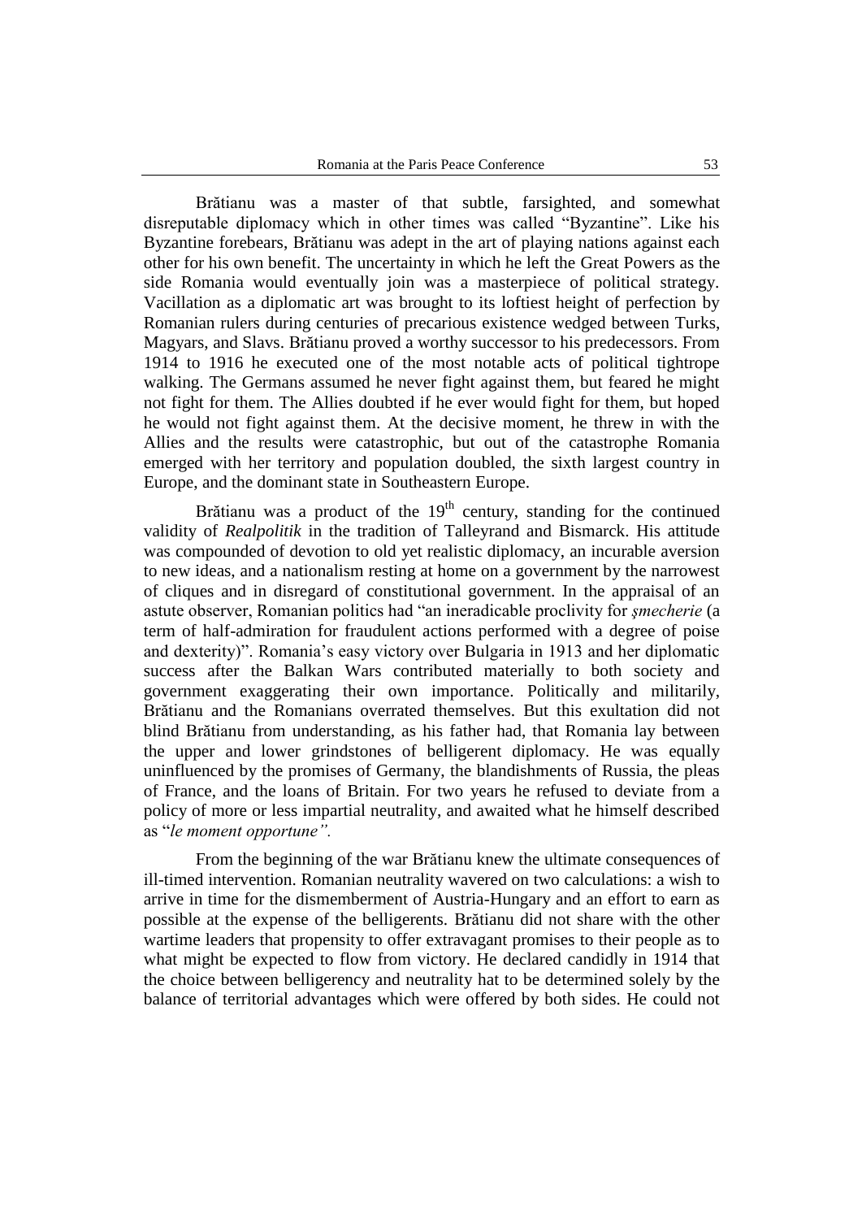Brătianu was a master of that subtle, farsighted, and somewhat disreputable diplomacy which in other times was called "Byzantine". Like his Byzantine forebears, Brătianu was adept in the art of playing nations against each other for his own benefit. The uncertainty in which he left the Great Powers as the side Romania would eventually join was a masterpiece of political strategy. Vacillation as a diplomatic art was brought to its loftiest height of perfection by Romanian rulers during centuries of precarious existence wedged between Turks, Magyars, and Slavs. Brătianu proved a worthy successor to his predecessors. From 1914 to 1916 he executed one of the most notable acts of political tightrope walking. The Germans assumed he never fight against them, but feared he might not fight for them. The Allies doubted if he ever would fight for them, but hoped he would not fight against them. At the decisive moment, he threw in with the Allies and the results were catastrophic, but out of the catastrophe Romania emerged with her territory and population doubled, the sixth largest country in Europe, and the dominant state in Southeastern Europe.

Brătianu was a product of the 19th century, standing for the continued validity of *Realpolitik* in the tradition of Talleyrand and Bismarck. His attitude was compounded of devotion to old yet realistic diplomacy, an incurable aversion to new ideas, and a nationalism resting at home on a government by the narrowest of cliques and in disregard of constitutional government. In the appraisal of an astute observer, Romanian politics had "an ineradicable proclivity for *şmecherie* (a term of half-admiration for fraudulent actions performed with a degree of poise and dexterity)". Romania's easy victory over Bulgaria in 1913 and her diplomatic success after the Balkan Wars contributed materially to both society and government exaggerating their own importance. Politically and militarily, Brătianu and the Romanians overrated themselves. But this exultation did not blind Brătianu from understanding, as his father had, that Romania lay between the upper and lower grindstones of belligerent diplomacy. He was equally uninfluenced by the promises of Germany, the blandishments of Russia, the pleas of France, and the loans of Britain. For two years he refused to deviate from a policy of more or less impartial neutrality, and awaited what he himself described as "*le moment opportune".*

From the beginning of the war Brătianu knew the ultimate consequences of ill-timed intervention. Romanian neutrality wavered on two calculations: a wish to arrive in time for the dismemberment of Austria-Hungary and an effort to earn as possible at the expense of the belligerents. Brătianu did not share with the other wartime leaders that propensity to offer extravagant promises to their people as to what might be expected to flow from victory. He declared candidly in 1914 that the choice between belligerency and neutrality hat to be determined solely by the balance of territorial advantages which were offered by both sides. He could not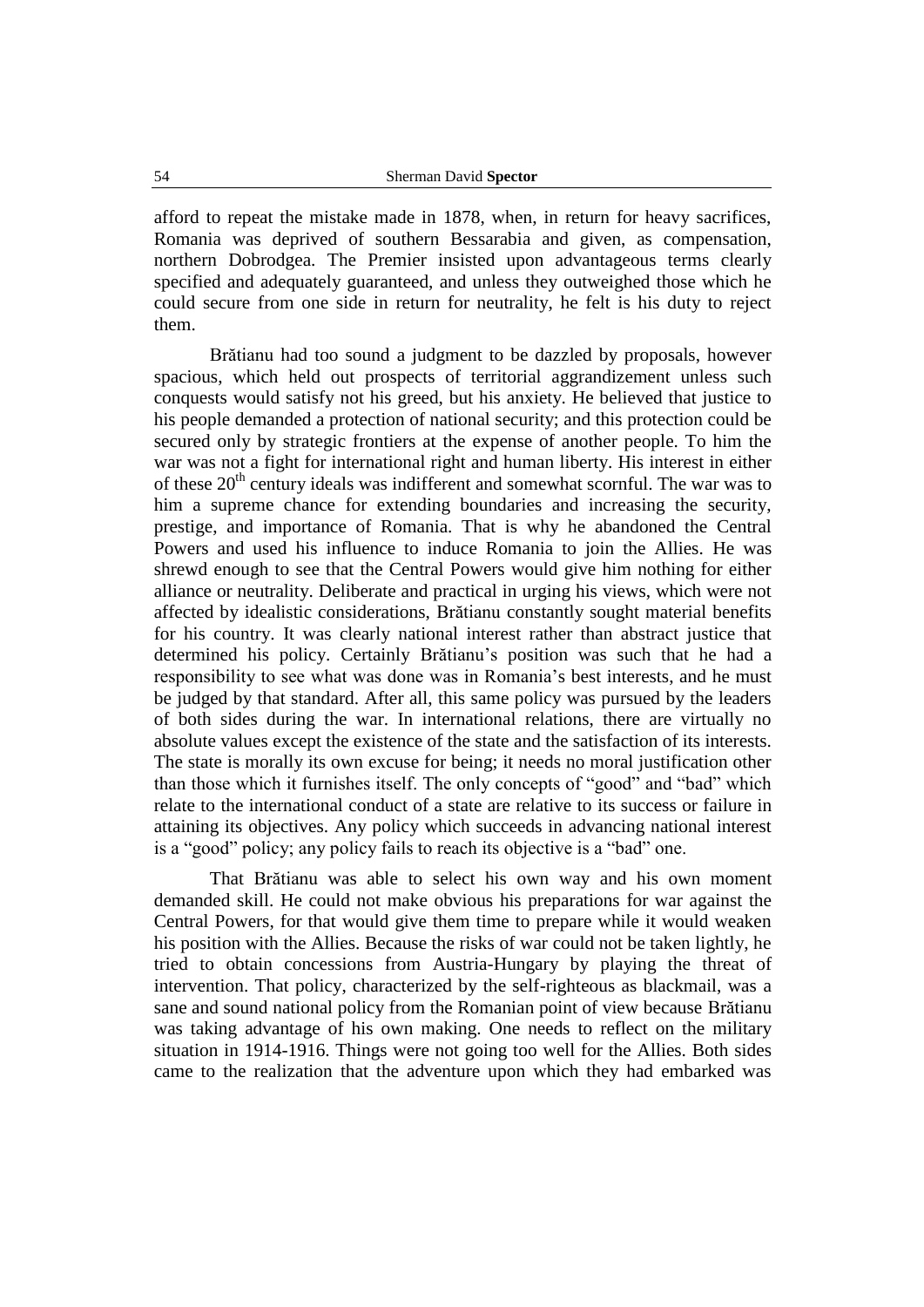afford to repeat the mistake made in 1878, when, in return for heavy sacrifices, Romania was deprived of southern Bessarabia and given, as compensation, northern Dobrodgea. The Premier insisted upon advantageous terms clearly specified and adequately guaranteed, and unless they outweighed those which he could secure from one side in return for neutrality, he felt is his duty to reject them.

Brătianu had too sound a judgment to be dazzled by proposals, however spacious, which held out prospects of territorial aggrandizement unless such conquests would satisfy not his greed, but his anxiety. He believed that justice to his people demanded a protection of national security; and this protection could be secured only by strategic frontiers at the expense of another people. To him the war was not a fight for international right and human liberty. His interest in either of these 20th century ideals was indifferent and somewhat scornful. The war was to him a supreme chance for extending boundaries and increasing the security, prestige, and importance of Romania. That is why he abandoned the Central Powers and used his influence to induce Romania to join the Allies. He was shrewd enough to see that the Central Powers would give him nothing for either alliance or neutrality. Deliberate and practical in urging his views, which were not affected by idealistic considerations, Brătianu constantly sought material benefits for his country. It was clearly national interest rather than abstract justice that determined his policy. Certainly Brătianu's position was such that he had a responsibility to see what was done was in Romania's best interests, and he must be judged by that standard. After all, this same policy was pursued by the leaders of both sides during the war. In international relations, there are virtually no absolute values except the existence of the state and the satisfaction of its interests. The state is morally its own excuse for being; it needs no moral justification other than those which it furnishes itself. The only concepts of "good" and "bad" which relate to the international conduct of a state are relative to its success or failure in attaining its objectives. Any policy which succeeds in advancing national interest is a "good" policy; any policy fails to reach its objective is a "bad" one.

That Brătianu was able to select his own way and his own moment demanded skill. He could not make obvious his preparations for war against the Central Powers, for that would give them time to prepare while it would weaken his position with the Allies. Because the risks of war could not be taken lightly, he tried to obtain concessions from Austria-Hungary by playing the threat of intervention. That policy, characterized by the self-righteous as blackmail, was a sane and sound national policy from the Romanian point of view because Brătianu was taking advantage of his own making. One needs to reflect on the military situation in 1914-1916. Things were not going too well for the Allies. Both sides came to the realization that the adventure upon which they had embarked was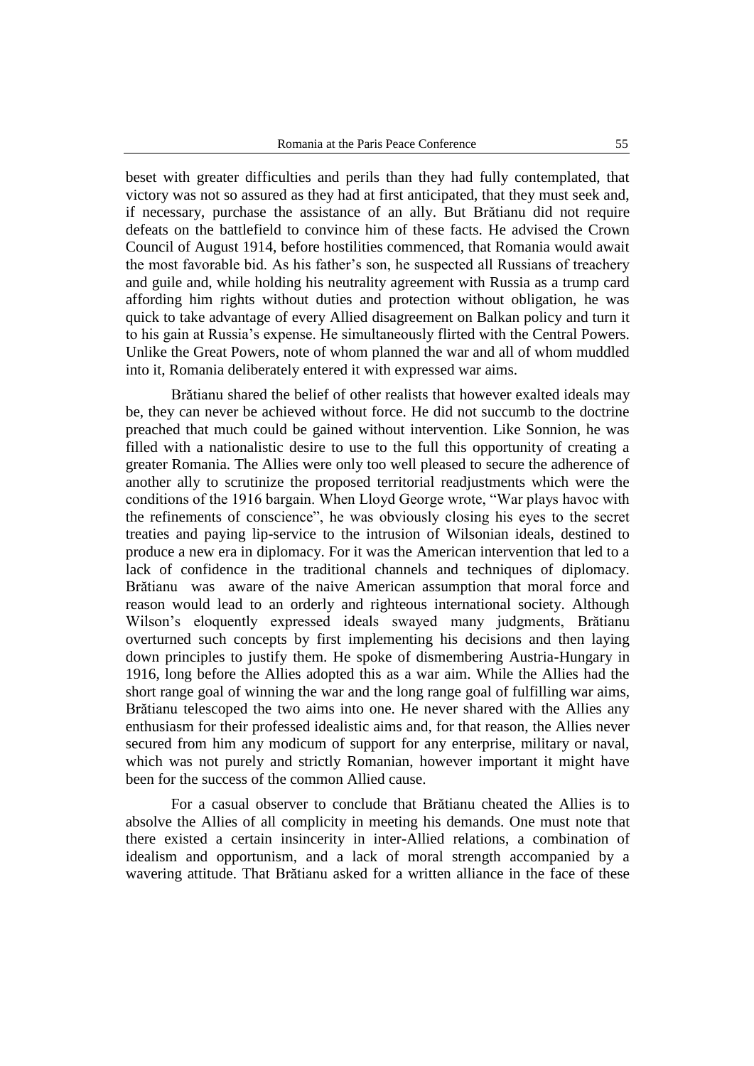beset with greater difficulties and perils than they had fully contemplated, that victory was not so assured as they had at first anticipated, that they must seek and, if necessary, purchase the assistance of an ally. But Brătianu did not require defeats on the battlefield to convince him of these facts. He advised the Crown Council of August 1914, before hostilities commenced, that Romania would await the most favorable bid. As his father's son, he suspected all Russians of treachery and guile and, while holding his neutrality agreement with Russia as a trump card affording him rights without duties and protection without obligation, he was quick to take advantage of every Allied disagreement on Balkan policy and turn it to his gain at Russia's expense. He simultaneously flirted with the Central Powers. Unlike the Great Powers, note of whom planned the war and all of whom muddled into it, Romania deliberately entered it with expressed war aims.

Brătianu shared the belief of other realists that however exalted ideals may be, they can never be achieved without force. He did not succumb to the doctrine preached that much could be gained without intervention. Like Sonnion, he was filled with a nationalistic desire to use to the full this opportunity of creating a greater Romania. The Allies were only too well pleased to secure the adherence of another ally to scrutinize the proposed territorial readjustments which were the conditions of the 1916 bargain. When Lloyd George wrote, "War plays havoc with the refinements of conscience", he was obviously closing his eyes to the secret treaties and paying lip-service to the intrusion of Wilsonian ideals, destined to produce a new era in diplomacy. For it was the American intervention that led to a lack of confidence in the traditional channels and techniques of diplomacy. Brătianu was aware of the naive American assumption that moral force and reason would lead to an orderly and righteous international society. Although Wilson's eloquently expressed ideals swayed many judgments, Brătianu overturned such concepts by first implementing his decisions and then laying down principles to justify them. He spoke of dismembering Austria-Hungary in 1916, long before the Allies adopted this as a war aim. While the Allies had the short range goal of winning the war and the long range goal of fulfilling war aims, Brătianu telescoped the two aims into one. He never shared with the Allies any enthusiasm for their professed idealistic aims and, for that reason, the Allies never secured from him any modicum of support for any enterprise, military or naval, which was not purely and strictly Romanian, however important it might have been for the success of the common Allied cause.

For a casual observer to conclude that Brătianu cheated the Allies is to absolve the Allies of all complicity in meeting his demands. One must note that there existed a certain insincerity in inter-Allied relations, a combination of idealism and opportunism, and a lack of moral strength accompanied by a wavering attitude. That Brătianu asked for a written alliance in the face of these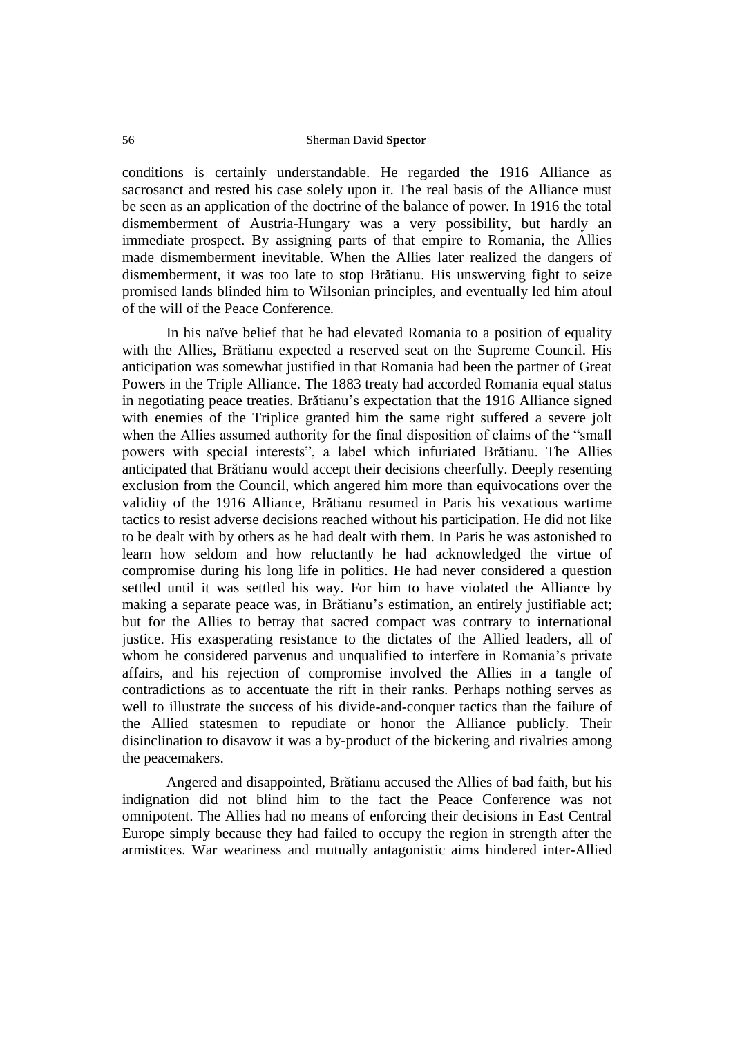conditions is certainly understandable. He regarded the 1916 Alliance as sacrosanct and rested his case solely upon it. The real basis of the Alliance must be seen as an application of the doctrine of the balance of power. In 1916 the total dismemberment of Austria-Hungary was a very possibility, but hardly an immediate prospect. By assigning parts of that empire to Romania, the Allies made dismemberment inevitable. When the Allies later realized the dangers of dismemberment, it was too late to stop Brătianu. His unswerving fight to seize promised lands blinded him to Wilsonian principles, and eventually led him afoul of the will of the Peace Conference.

In his naïve belief that he had elevated Romania to a position of equality with the Allies, Brătianu expected a reserved seat on the Supreme Council. His anticipation was somewhat justified in that Romania had been the partner of Great Powers in the Triple Alliance. The 1883 treaty had accorded Romania equal status in negotiating peace treaties. Brătianu's expectation that the 1916 Alliance signed with enemies of the Triplice granted him the same right suffered a severe jolt when the Allies assumed authority for the final disposition of claims of the "small powers with special interests", a label which infuriated Brătianu. The Allies anticipated that Brătianu would accept their decisions cheerfully. Deeply resenting exclusion from the Council, which angered him more than equivocations over the validity of the 1916 Alliance, Brătianu resumed in Paris his vexatious wartime tactics to resist adverse decisions reached without his participation. He did not like to be dealt with by others as he had dealt with them. In Paris he was astonished to learn how seldom and how reluctantly he had acknowledged the virtue of compromise during his long life in politics. He had never considered a question settled until it was settled his way. For him to have violated the Alliance by making a separate peace was, in Brătianu's estimation, an entirely justifiable act; but for the Allies to betray that sacred compact was contrary to international justice. His exasperating resistance to the dictates of the Allied leaders, all of whom he considered parvenus and unqualified to interfere in Romania's private affairs, and his rejection of compromise involved the Allies in a tangle of contradictions as to accentuate the rift in their ranks. Perhaps nothing serves as well to illustrate the success of his divide-and-conquer tactics than the failure of the Allied statesmen to repudiate or honor the Alliance publicly. Their disinclination to disavow it was a by-product of the bickering and rivalries among the peacemakers.

Angered and disappointed, Brătianu accused the Allies of bad faith, but his indignation did not blind him to the fact the Peace Conference was not omnipotent. The Allies had no means of enforcing their decisions in East Central Europe simply because they had failed to occupy the region in strength after the armistices. War weariness and mutually antagonistic aims hindered inter-Allied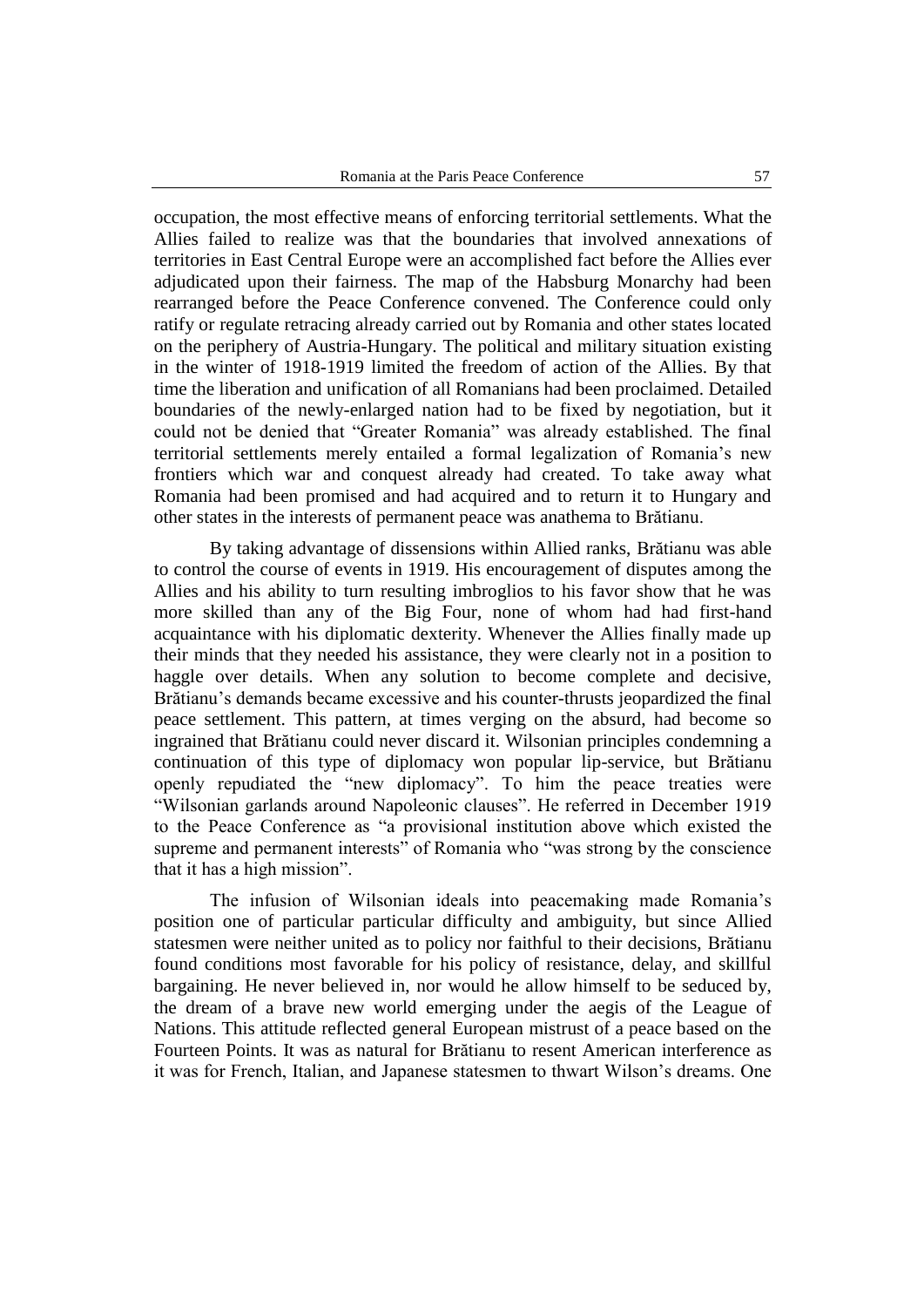occupation, the most effective means of enforcing territorial settlements. What the Allies failed to realize was that the boundaries that involved annexations of territories in East Central Europe were an accomplished fact before the Allies ever adjudicated upon their fairness. The map of the Habsburg Monarchy had been rearranged before the Peace Conference convened. The Conference could only ratify or regulate retracing already carried out by Romania and other states located on the periphery of Austria-Hungary. The political and military situation existing in the winter of 1918-1919 limited the freedom of action of the Allies. By that time the liberation and unification of all Romanians had been proclaimed. Detailed boundaries of the newly-enlarged nation had to be fixed by negotiation, but it could not be denied that "Greater Romania" was already established. The final territorial settlements merely entailed a formal legalization of Romania's new frontiers which war and conquest already had created. To take away what Romania had been promised and had acquired and to return it to Hungary and other states in the interests of permanent peace was anathema to Brătianu.

By taking advantage of dissensions within Allied ranks, Brătianu was able to control the course of events in 1919. His encouragement of disputes among the Allies and his ability to turn resulting imbroglios to his favor show that he was more skilled than any of the Big Four, none of whom had had first-hand acquaintance with his diplomatic dexterity. Whenever the Allies finally made up their minds that they needed his assistance, they were clearly not in a position to haggle over details. When any solution to become complete and decisive, Brătianu's demands became excessive and his counter-thrusts jeopardized the final peace settlement. This pattern, at times verging on the absurd, had become so ingrained that Brătianu could never discard it. Wilsonian principles condemning a continuation of this type of diplomacy won popular lip-service, but Brătianu openly repudiated the "new diplomacy". To him the peace treaties were "Wilsonian garlands around Napoleonic clauses". He referred in December 1919 to the Peace Conference as "a provisional institution above which existed the supreme and permanent interests" of Romania who "was strong by the conscience that it has a high mission".

The infusion of Wilsonian ideals into peacemaking made Romania's position one of particular particular difficulty and ambiguity, but since Allied statesmen were neither united as to policy nor faithful to their decisions, Brătianu found conditions most favorable for his policy of resistance, delay, and skillful bargaining. He never believed in, nor would he allow himself to be seduced by, the dream of a brave new world emerging under the aegis of the League of Nations. This attitude reflected general European mistrust of a peace based on the Fourteen Points. It was as natural for Brătianu to resent American interference as it was for French, Italian, and Japanese statesmen to thwart Wilson's dreams. One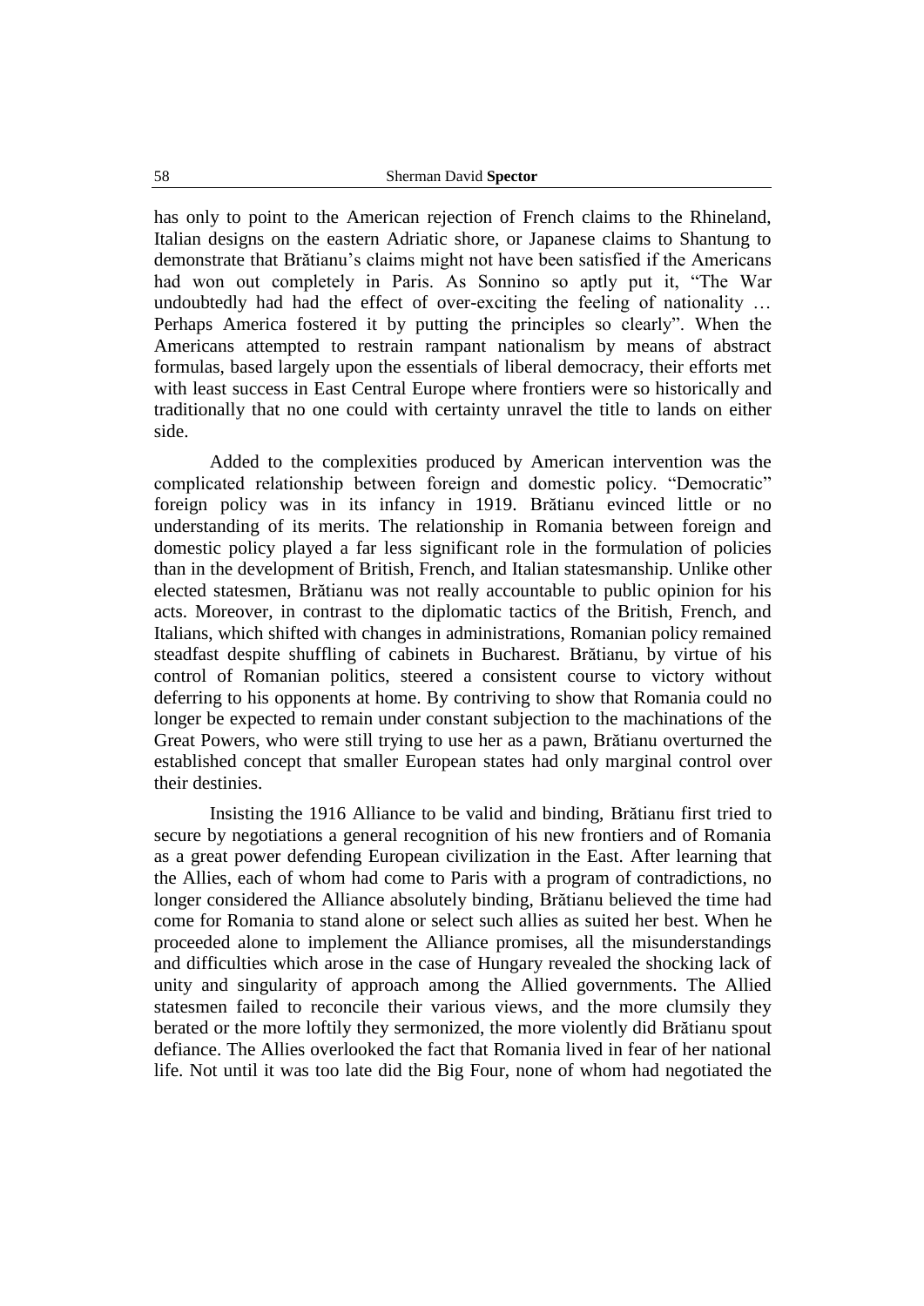has only to point to the American rejection of French claims to the Rhineland, Italian designs on the eastern Adriatic shore, or Japanese claims to Shantung to demonstrate that Brătianu's claims might not have been satisfied if the Americans had won out completely in Paris. As Sonnino so aptly put it, "The War undoubtedly had had the effect of over-exciting the feeling of nationality … Perhaps America fostered it by putting the principles so clearly". When the Americans attempted to restrain rampant nationalism by means of abstract formulas, based largely upon the essentials of liberal democracy, their efforts met with least success in East Central Europe where frontiers were so historically and traditionally that no one could with certainty unravel the title to lands on either side.

Added to the complexities produced by American intervention was the complicated relationship between foreign and domestic policy. "Democratic" foreign policy was in its infancy in 1919. Brătianu evinced little or no understanding of its merits. The relationship in Romania between foreign and domestic policy played a far less significant role in the formulation of policies than in the development of British, French, and Italian statesmanship. Unlike other elected statesmen, Brătianu was not really accountable to public opinion for his acts. Moreover, in contrast to the diplomatic tactics of the British, French, and Italians, which shifted with changes in administrations, Romanian policy remained steadfast despite shuffling of cabinets in Bucharest. Brătianu, by virtue of his control of Romanian politics, steered a consistent course to victory without deferring to his opponents at home. By contriving to show that Romania could no longer be expected to remain under constant subjection to the machinations of the Great Powers, who were still trying to use her as a pawn, Brătianu overturned the established concept that smaller European states had only marginal control over their destinies.

Insisting the 1916 Alliance to be valid and binding, Brătianu first tried to secure by negotiations a general recognition of his new frontiers and of Romania as a great power defending European civilization in the East. After learning that the Allies, each of whom had come to Paris with a program of contradictions, no longer considered the Alliance absolutely binding, Brătianu believed the time had come for Romania to stand alone or select such allies as suited her best. When he proceeded alone to implement the Alliance promises, all the misunderstandings and difficulties which arose in the case of Hungary revealed the shocking lack of unity and singularity of approach among the Allied governments. The Allied statesmen failed to reconcile their various views, and the more clumsily they berated or the more loftily they sermonized, the more violently did Brătianu spout defiance. The Allies overlooked the fact that Romania lived in fear of her national life. Not until it was too late did the Big Four, none of whom had negotiated the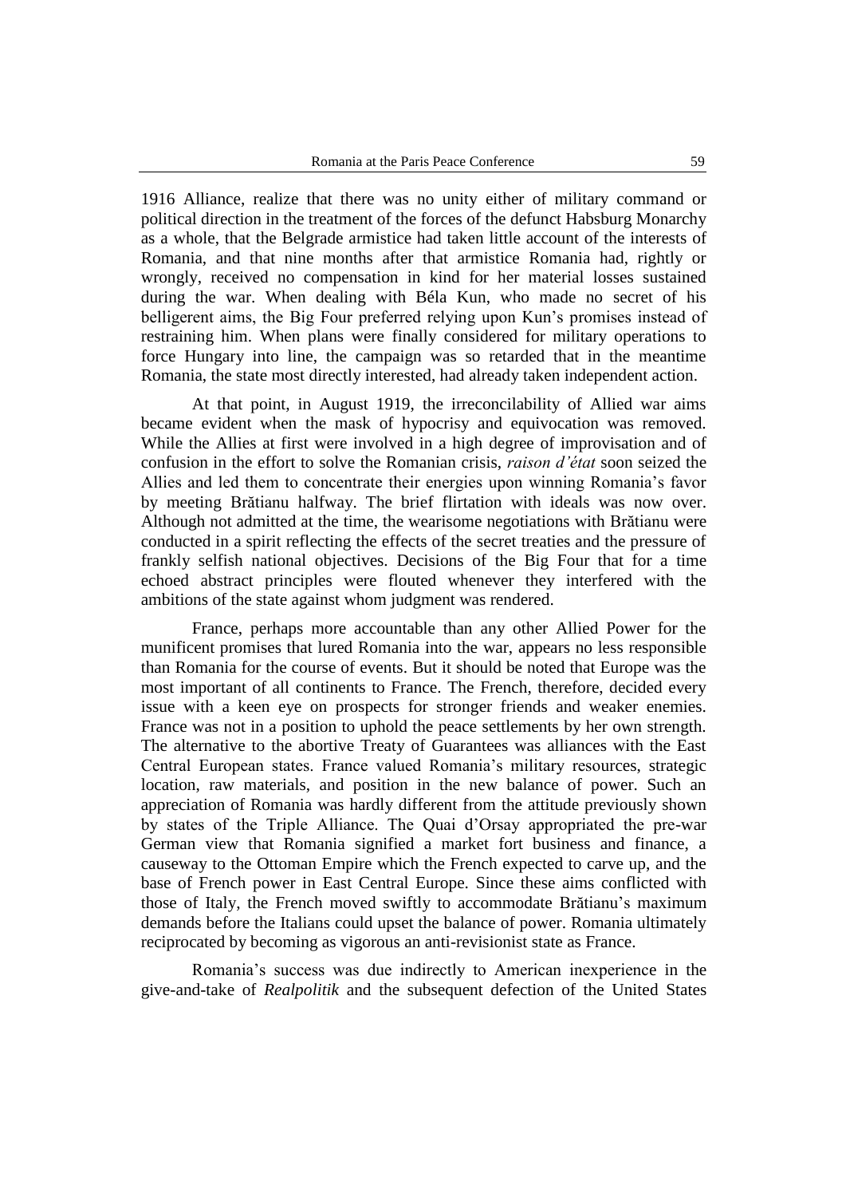1916 Alliance, realize that there was no unity either of military command or political direction in the treatment of the forces of the defunct Habsburg Monarchy as a whole, that the Belgrade armistice had taken little account of the interests of Romania, and that nine months after that armistice Romania had, rightly or wrongly, received no compensation in kind for her material losses sustained during the war. When dealing with Béla Kun, who made no secret of his belligerent aims, the Big Four preferred relying upon Kun's promises instead of restraining him. When plans were finally considered for military operations to force Hungary into line, the campaign was so retarded that in the meantime Romania, the state most directly interested, had already taken independent action.

At that point, in August 1919, the irreconcilability of Allied war aims became evident when the mask of hypocrisy and equivocation was removed. While the Allies at first were involved in a high degree of improvisation and of confusion in the effort to solve the Romanian crisis, *raison d'état* soon seized the Allies and led them to concentrate their energies upon winning Romania's favor by meeting Brătianu halfway. The brief flirtation with ideals was now over. Although not admitted at the time, the wearisome negotiations with Brătianu were conducted in a spirit reflecting the effects of the secret treaties and the pressure of frankly selfish national objectives. Decisions of the Big Four that for a time echoed abstract principles were flouted whenever they interfered with the ambitions of the state against whom judgment was rendered.

France, perhaps more accountable than any other Allied Power for the munificent promises that lured Romania into the war, appears no less responsible than Romania for the course of events. But it should be noted that Europe was the most important of all continents to France. The French, therefore, decided every issue with a keen eye on prospects for stronger friends and weaker enemies. France was not in a position to uphold the peace settlements by her own strength. The alternative to the abortive Treaty of Guarantees was alliances with the East Central European states. France valued Romania's military resources, strategic location, raw materials, and position in the new balance of power. Such an appreciation of Romania was hardly different from the attitude previously shown by states of the Triple Alliance. The Quai d'Orsay appropriated the pre-war German view that Romania signified a market fort business and finance, a causeway to the Ottoman Empire which the French expected to carve up, and the base of French power in East Central Europe. Since these aims conflicted with those of Italy, the French moved swiftly to accommodate Brătianu's maximum demands before the Italians could upset the balance of power. Romania ultimately reciprocated by becoming as vigorous an anti-revisionist state as France.

Romania's success was due indirectly to American inexperience in the give-and-take of *Realpolitik* and the subsequent defection of the United States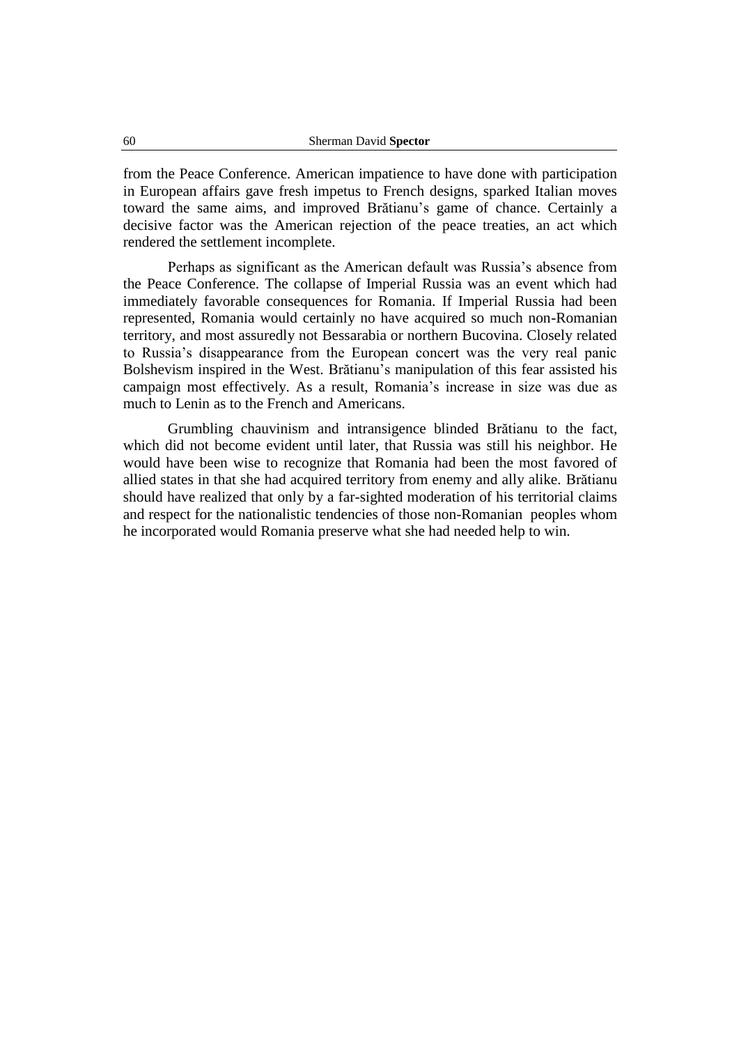from the Peace Conference. American impatience to have done with participation in European affairs gave fresh impetus to French designs, sparked Italian moves toward the same aims, and improved Brătianu's game of chance. Certainly a decisive factor was the American rejection of the peace treaties, an act which rendered the settlement incomplete.

Perhaps as significant as the American default was Russia's absence from the Peace Conference. The collapse of Imperial Russia was an event which had immediately favorable consequences for Romania. If Imperial Russia had been represented, Romania would certainly no have acquired so much non-Romanian territory, and most assuredly not Bessarabia or northern Bucovina. Closely related to Russia's disappearance from the European concert was the very real panic Bolshevism inspired in the West. Brătianu's manipulation of this fear assisted his campaign most effectively. As a result, Romania's increase in size was due as much to Lenin as to the French and Americans.

Grumbling chauvinism and intransigence blinded Brătianu to the fact, which did not become evident until later, that Russia was still his neighbor. He would have been wise to recognize that Romania had been the most favored of allied states in that she had acquired territory from enemy and ally alike. Brătianu should have realized that only by a far-sighted moderation of his territorial claims and respect for the nationalistic tendencies of those non-Romanian peoples whom he incorporated would Romania preserve what she had needed help to win.